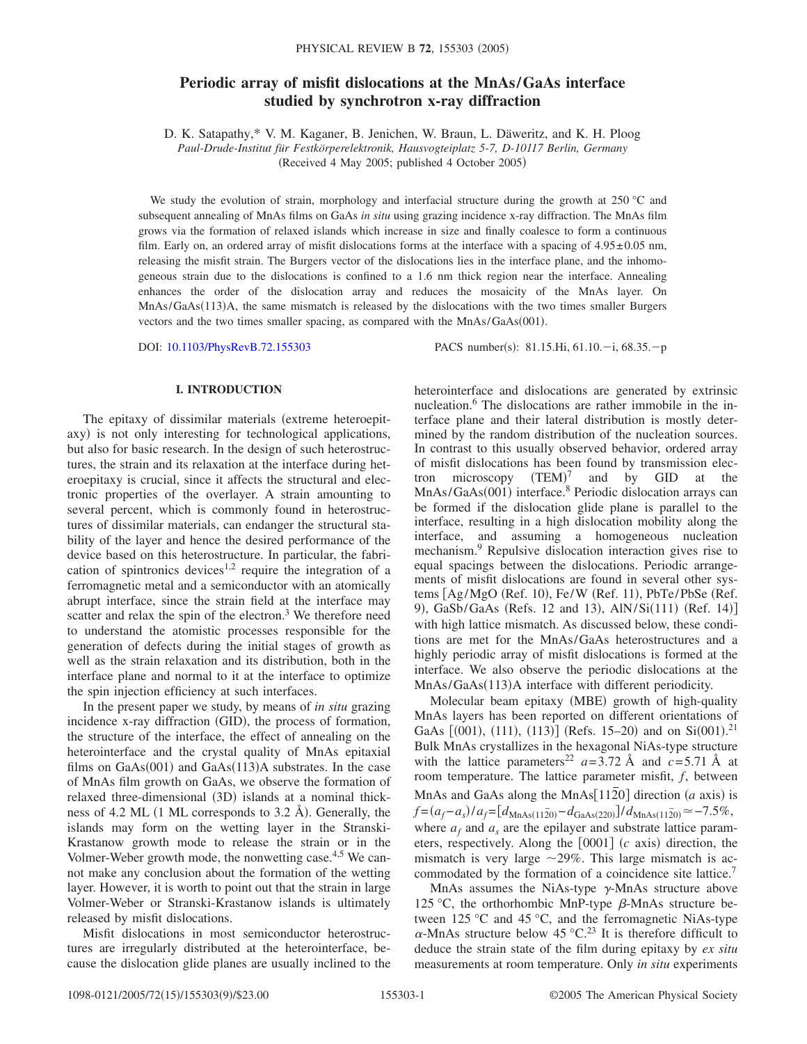# Periodic array of misfit dislocations at the MnAs/GaAs interface studied by synchrotron x-ray diffraction

D. K. Satapathy,* V. M. Kaganer, B. Jenichen, W. Braun, L. Däweritz, and K. H. Ploog

*Paul-Drude-Institut für Festkörperelektronik, Hausvogteiplatz 5-7, D-10117 Berlin, Germany*

(Received 4 May 2005; published 4 October 2005)

We study the evolution of strain, morphology and interfacial structure during the growth at 250 °C and subsequent annealing of MnAs films on GaAs *in situ* using grazing incidence x-ray diffraction. The MnAs film grows via the formation of relaxed islands which increase in size and finally coalesce to form a continuous film. Early on, an ordered array of misfit dislocations forms at the interface with a spacing of $4.95 \pm 0.05$ nm, releasing the misfit strain. The Burgers vector of the dislocations lies in the interface plane, and the inhomogeneous strain due to the dislocations is confined to a 1.6 nm thick region near the interface. Annealing enhances the order of the dislocation array and reduces the mosaicity of the MnAs layer. On MnAs/GaAs(113)A, the same mismatch is released by the dislocations with the two times smaller Burgers vectors and the two times smaller spacing, as compared with the MnAs/GaAs(001).

DOI: 10.1103/PhysRevB.72.155303 PACS number(s): 81.15.Hi, 61.10.−i, 68.35.−p

## I. INTRODUCTION

The epitaxy of dissimilar materials (extreme heteroepitaxy) is not only interesting for technological applications, but also for basic research. In the design of such heterostructures, the strain and its relaxation at the interface during heteroepitaxy is crucial, since it affects the structural and electronic properties of the overlayer. A strain amounting to several percent, which is commonly found in heterostructures of dissimilar materials, can endanger the structural stability of the layer and hence the desired performance of the device based on this heterostructure. In particular, the fabrication of spintronics devices[1,2] require the integration of a ferromagnetic metal and a semiconductor with an atomically abrupt interface, since the strain field at the interface may scatter and relax the spin of the electron.[3] We therefore need to understand the atomistic processes responsible for the generation of defects during the initial stages of growth as well as the strain relaxation and its distribution, both in the interface plane and normal to it at the interface to optimize the spin injection efficiency at such interfaces.

In the present paper we study, by means of *in situ* grazing incidence x-ray diffraction (GID), the process of formation, the structure of the interface, the effect of annealing on the heterointerface and the crystal quality of MnAs epitaxial films on GaAs(001) and GaAs(113)A substrates. In the case of MnAs film growth on GaAs, we observe the formation of relaxed three-dimensional (3D) islands at a nominal thickness of 4.2 ML (1 ML corresponds to 3.2 Å). Generally, the islands may form on the wetting layer in the Stranski-Krastanow growth mode to release the strain or in the Volmer-Weber growth mode, the nonwetting case.[4,5] We cannot make any conclusion about the formation of the wetting layer. However, it is worth to point out that the strain in large Volmer-Weber or Stranski-Krastanow islands is ultimately released by misfit dislocations.

Misfit dislocations in most semiconductor heterostructures are irregularly distributed at the heterointerface, because the dislocation glide planes are usually inclined to the heterointerface and dislocations are generated by extrinsic nucleation.[6] The dislocations are rather immobile in the interface plane and their lateral distribution is mostly determined by the random distribution of the nucleation sources. In contrast to this usually observed behavior, ordered array of misfit dislocations has been found by transmission electron microscopy (TEM)[7] and by GID at the MnAs/GaAs(001) interface.[8] Periodic dislocation arrays can be formed if the dislocation glide plane is parallel to the interface, resulting in a high dislocation mobility along the interface, and assuming a homogeneous nucleation mechanism.[9] Repulsive dislocation interaction gives rise to equal spacings between the dislocations. Periodic arrangements of misfit dislocations are found in several other systems [Ag/MgO (Ref. 10), Fe/W (Ref. 11), PbTe/PbSe (Ref. 9), GaSb/GaAs (Refs. 12 and 13), AlN/Si(111) (Ref. 14)] with high lattice mismatch. As discussed below, these conditions are met for the MnAs/GaAs heterostructures and a highly periodic array of misfit dislocations is formed at the interface. We also observe the periodic dislocations at the MnAs/GaAs(113)A interface with different periodicity.

Molecular beam epitaxy (MBE) growth of high-quality MnAs layers has been reported on different orientations of GaAs [(001), (111), (113)] (Refs. 15–20) and on Si(001).[21] Bulk MnAs crystallizes in the hexagonal NiAs-type structure with the lattice parameters[22] $a=3.72$ Å and $c=5.71$ Å at room temperature. The lattice parameter misfit, $f$, between MnAs and GaAs along the MnAs$[11\bar{2}0]$ direction ($a$ axis) is $f=(a_f-a_s)/a_f=[d_{\mathrm{MnAs}(11\bar{2}0)}-d_{\mathrm{GaAs}(220)}]/d_{\mathrm{MnAs}(11\bar{2}0)} \simeq -7.5\%$, where $a_f$ and $a_s$ are the epilayer and substrate lattice parameters, respectively. Along the [0001] ($c$ axis) direction, the mismatch is very large $\sim$29%. This large mismatch is accommodated by the formation of a coincidence site lattice.[7]

MnAs assumes the NiAs-type $\gamma$-MnAs structure above 125 °C, the orthorhombic MnP-type $\beta$-MnAs structure between 125 °C and 45 °C, and the ferromagnetic NiAs-type $\alpha$-MnAs structure below 45 °C.[23] It is therefore difficult to deduce the strain state of the film during epitaxy by *ex situ* measurements at room temperature. Only *in situ* experiments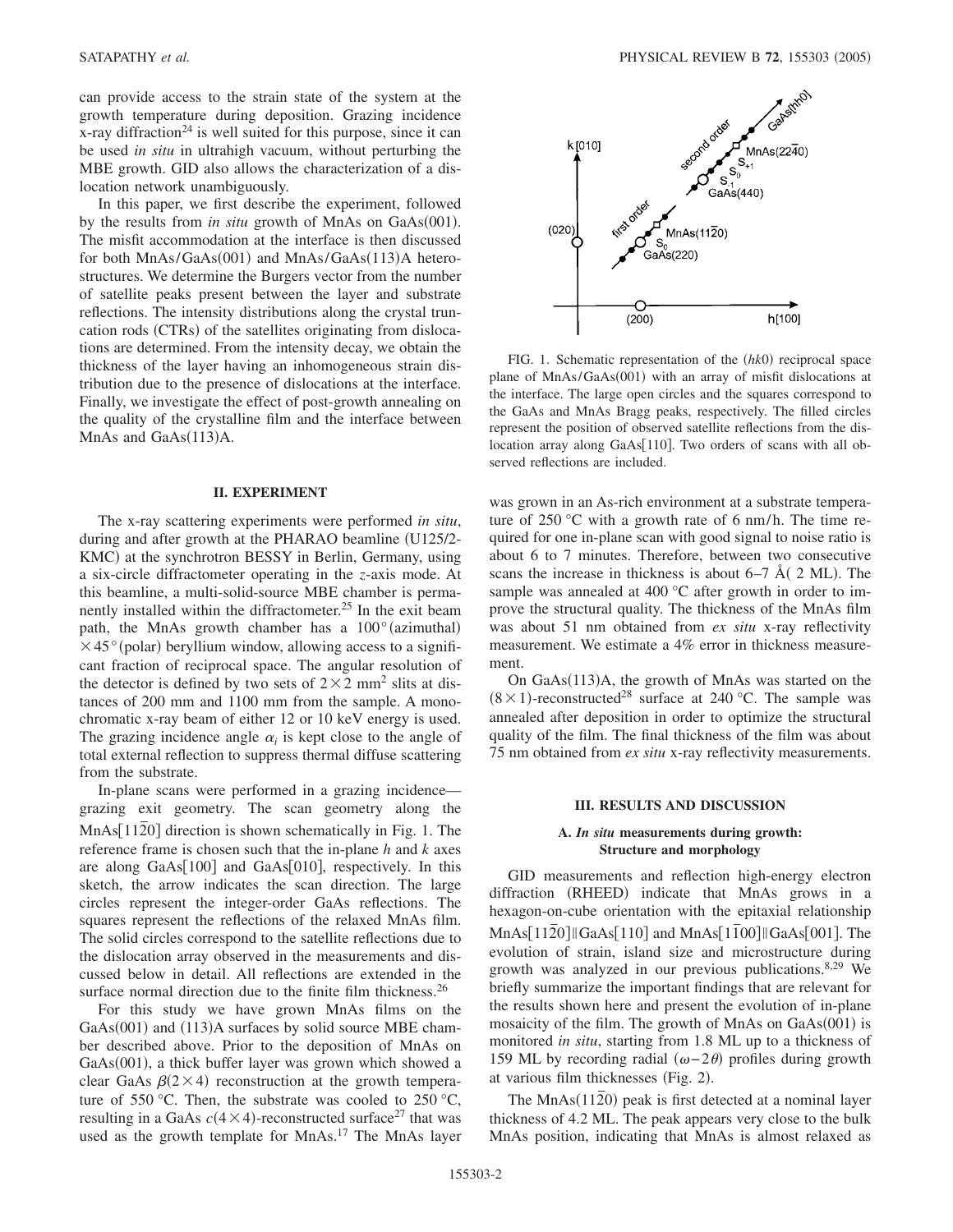can provide access to the strain state of the system at the growth temperature during deposition. Grazing incidence x-ray diffraction[24] is well suited for this purpose, since it can be used *in situ* in ultrahigh vacuum, without perturbing the MBE growth. GID also allows the characterization of a dislocation network unambiguously.

In this paper, we first describe the experiment, followed by the results from *in situ* growth of MnAs on GaAs(001). The misfit accommodation at the interface is then discussed for both MnAs/GaAs(001) and MnAs/GaAs(113)A heterostructures. We determine the Burgers vector from the number of satellite peaks present between the layer and substrate reflections. The intensity distributions along the crystal truncation rods (CTRs) of the satellites originating from dislocations are determined. From the intensity decay, we obtain the thickness of the layer having an inhomogeneous strain distribution due to the presence of dislocations at the interface. Finally, we investigate the effect of post-growth annealing on the quality of the crystalline film and the interface between MnAs and GaAs(113)A.

## II. EXPERIMENT

The x-ray scattering experiments were performed *in situ*, during and after growth at the PHARAO beamline (U125/2-KMC) at the synchrotron BESSY in Berlin, Germany, using a six-circle diffractometer operating in the *z*-axis mode. At this beamline, a multi-solid-source MBE chamber is permanently installed within the diffractometer.[25] In the exit beam path, the MnAs growth chamber has a $100°$(azimuthal) $\times 45°$(polar) beryllium window, allowing access to a significant fraction of reciprocal space. The angular resolution of the detector is defined by two sets of $2\times 2$ mm$^2$ slits at distances of 200 mm and 1100 mm from the sample. A monochromatic x-ray beam of either 12 or 10 keV energy is used. The grazing incidence angle $\alpha_i$ is kept close to the angle of total external reflection to suppress thermal diffuse scattering from the substrate.

In-plane scans were performed in a grazing incidence—grazing exit geometry. The scan geometry along the MnAs$[11\bar{2}0]$ direction is shown schematically in Fig. 1. The reference frame is chosen such that the in-plane $h$ and $k$ axes are along GaAs[100] and GaAs[010], respectively. In this sketch, the arrow indicates the scan direction. The large circles represent the integer-order GaAs reflections. The squares represent the reflections of the relaxed MnAs film. The solid circles correspond to the satellite reflections due to the dislocation array observed in the measurements and discussed below in detail. All reflections are extended in the surface normal direction due to the finite film thickness.[26]

For this study we have grown MnAs films on the GaAs(001) and (113)A surfaces by solid source MBE chamber described above. Prior to the deposition of MnAs on GaAs(001), a thick buffer layer was grown which showed a clear GaAs $\beta(2\times 4)$ reconstruction at the growth temperature of 550 °C. Then, the substrate was cooled to 250 °C, resulting in a GaAs $c(4\times 4)$-reconstructed surface[27] that was used as the growth template for MnAs.[17] The MnAs layer

FIG. 1. Schematic representation of the ($hk$0) reciprocal space plane of MnAs/GaAs(001) with an array of misfit dislocations at the interface. The large open circles and the squares correspond to the GaAs and MnAs Bragg peaks, respectively. The filled circles represent the position of observed satellite reflections from the dislocation array along GaAs[110]. Two orders of scans with all observed reflections are included.

was grown in an As-rich environment at a substrate temperature of 250 °C with a growth rate of 6 nm/h. The time required for one in-plane scan with good signal to noise ratio is about 6 to 7 minutes. Therefore, between two consecutive scans the increase in thickness is about 6–7 Å( 2 ML). The sample was annealed at 400 °C after growth in order to improve the structural quality. The thickness of the MnAs film was about 51 nm obtained from *ex situ* x-ray reflectivity measurement. We estimate a 4% error in thickness measurement.

On GaAs(113)A, the growth of MnAs was started on the $(8\times 1)$-reconstructed[28] surface at 240 °C. The sample was annealed after deposition in order to optimize the structural quality of the film. The final thickness of the film was about 75 nm obtained from *ex situ* x-ray reflectivity measurements.

## III. RESULTS AND DISCUSSION

### A. *In situ* measurements during growth: Structure and morphology

GID measurements and reflection high-energy electron diffraction (RHEED) indicate that MnAs grows in a hexagon-on-cube orientation with the epitaxial relationship MnAs$[11\bar{2}0]\|$GaAs[110] and MnAs$[1\bar{1}00]\|$GaAs[001]. The evolution of strain, island size and microstructure during growth was analyzed in our previous publications.[8,29] We briefly summarize the important findings that are relevant for the results shown here and present the evolution of in-plane mosaicity of the film. The growth of MnAs on GaAs(001) is monitored *in situ*, starting from 1.8 ML up to a thickness of 159 ML by recording radial $(\omega-2\theta)$ profiles during growth at various film thicknesses (Fig. 2).

The MnAs$(11\bar{2}0)$ peak is first detected at a nominal layer thickness of 4.2 ML. The peak appears very close to the bulk MnAs position, indicating that MnAs is almost relaxed as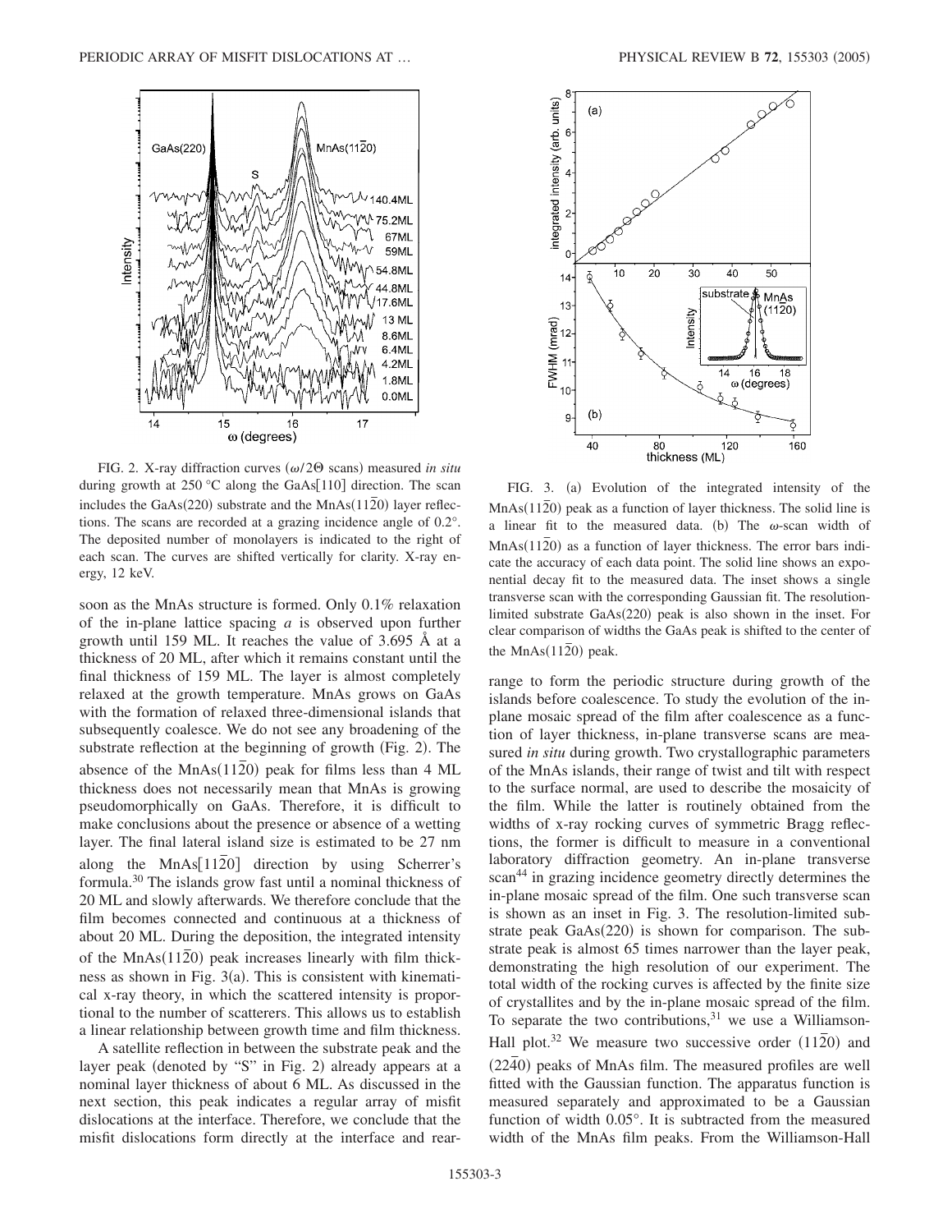FIG. 2. X-ray diffraction curves ($\omega/2\Theta$ scans) measured *in situ* during growth at 250 °C along the GaAs[110] direction. The scan includes the GaAs(220) substrate and the MnAs($11\bar{2}0$) layer reflections. The scans are recorded at a grazing incidence angle of 0.2°. The deposited number of monolayers is indicated to the right of each scan. The curves are shifted vertically for clarity. X-ray energy, 12 keV.

soon as the MnAs structure is formed. Only 0.1% relaxation of the in-plane lattice spacing $a$ is observed upon further growth until 159 ML. It reaches the value of 3.695 Å at a thickness of 20 ML, after which it remains constant until the final thickness of 159 ML. The layer is almost completely relaxed at the growth temperature. MnAs grows on GaAs with the formation of relaxed three-dimensional islands that subsequently coalesce. We do not see any broadening of the substrate reflection at the beginning of growth (Fig. 2). The absence of the MnAs($11\bar{2}0$) peak for films less than 4 ML thickness does not necessarily mean that MnAs is growing pseudomorphically on GaAs. Therefore, it is difficult to make conclusions about the presence or absence of a wetting layer. The final lateral island size is estimated to be 27 nm along the MnAs[$11\bar{2}0$] direction by using Scherrer's formula.[30] The islands grow fast until a nominal thickness of 20 ML and slowly afterwards. We therefore conclude that the film becomes connected and continuous at a thickness of about 20 ML. During the deposition, the integrated intensity of the MnAs($11\bar{2}0$) peak increases linearly with film thickness as shown in Fig. 3(a). This is consistent with kinematical x-ray theory, in which the scattered intensity is proportional to the number of scatterers. This allows us to establish a linear relationship between growth time and film thickness.

A satellite reflection in between the substrate peak and the layer peak (denoted by "S" in Fig. 2) already appears at a nominal layer thickness of about 6 ML. As discussed in the next section, this peak indicates a regular array of misfit dislocations at the interface. Therefore, we conclude that the misfit dislocations form directly at the interface and rearrange to form the periodic structure during growth of the islands before coalescence. To study the evolution of the in-plane mosaic spread of the film after coalescence as a function of layer thickness, in-plane transverse scans are measured *in situ* during growth. Two crystallographic parameters of the MnAs islands, their range of twist and tilt with respect to the surface normal, are used to describe the mosaicity of the film. While the latter is routinely obtained from the widths of x-ray rocking curves of symmetric Bragg reflections, the former is difficult to measure in a conventional laboratory diffraction geometry. An in-plane transverse scan[44] in grazing incidence geometry directly determines the in-plane mosaic spread of the film. One such transverse scan is shown as an inset in Fig. 3. The resolution-limited substrate peak GaAs(220) is shown for comparison. The substrate peak is almost 65 times narrower than the layer peak, demonstrating the high resolution of our experiment. The total width of the rocking curves is affected by the finite size of crystallites and by the in-plane mosaic spread of the film. To separate the two contributions,[31] we use a Williamson-Hall plot.[32] We measure two successive order ($11\bar{2}0$) and ($22\bar{4}0$) peaks of MnAs film. The measured profiles are well fitted with the Gaussian function. The apparatus function is measured separately and approximated to be a Gaussian function of width 0.05°. It is subtracted from the measured width of the MnAs film peaks. From the Williamson-Hall

FIG. 3. (a) Evolution of the integrated intensity of the MnAs($11\bar{2}0$) peak as a function of layer thickness. The solid line is a linear fit to the measured data. (b) The $\omega$-scan width of MnAs($11\bar{2}0$) as a function of layer thickness. The error bars indicate the accuracy of each data point. The solid line shows an exponential decay fit to the measured data. The inset shows a single transverse scan with the corresponding Gaussian fit. The resolution-limited substrate GaAs(220) peak is also shown in the inset. For clear comparison of widths the GaAs peak is shifted to the center of the MnAs($11\bar{2}0$) peak.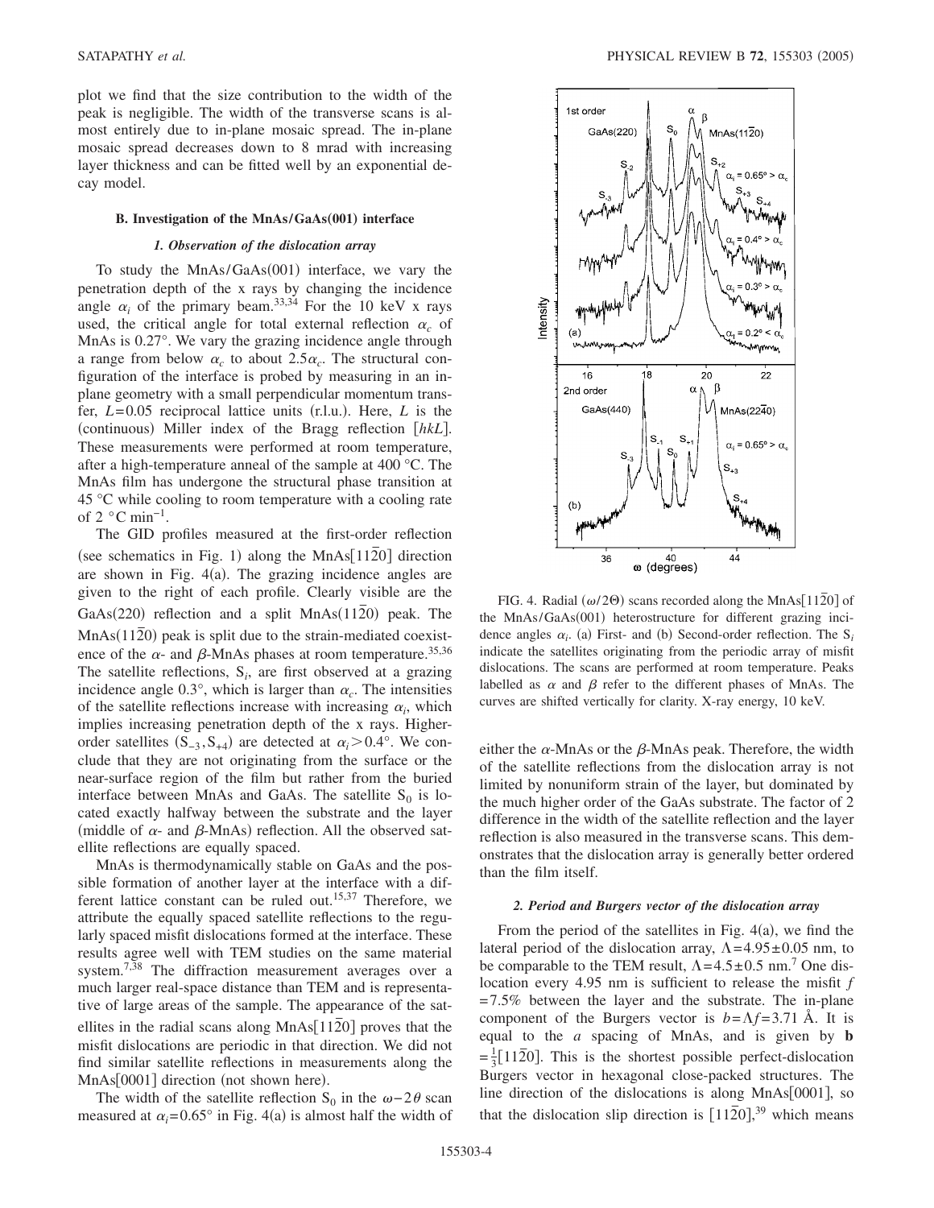plot we find that the size contribution to the width of the peak is negligible. The width of the transverse scans is almost entirely due to in-plane mosaic spread. The in-plane mosaic spread decreases down to 8 mrad with increasing layer thickness and can be fitted well by an exponential decay model.

### B. Investigation of the MnAs/GaAs(001) interface

#### *1. Observation of the dislocation array*

To study the MnAs/GaAs(001) interface, we vary the penetration depth of the x rays by changing the incidence angle $\alpha_i$ of the primary beam.[33,34] For the 10 keV x rays used, the critical angle for total external reflection $\alpha_c$ of MnAs is 0.27°. We vary the grazing incidence angle through a range from below $\alpha_c$ to about $2.5\alpha_c$. The structural configuration of the interface is probed by measuring in an in-plane geometry with a small perpendicular momentum transfer, $L=0.05$ reciprocal lattice units (r.l.u.). Here, $L$ is the (continuous) Miller index of the Bragg reflection [$hkL$]. These measurements were performed at room temperature, after a high-temperature anneal of the sample at 400 °C. The MnAs film has undergone the structural phase transition at 45 °C while cooling to room temperature with a cooling rate of 2 °C min$^{-1}$.

The GID profiles measured at the first-order reflection (see schematics in Fig. 1) along the MnAs[$11\bar{2}0$] direction are shown in Fig. 4(a). The grazing incidence angles are given to the right of each profile. Clearly visible are the GaAs(220) reflection and a split MnAs($11\bar{2}0$) peak. The MnAs($11\bar{2}0$) peak is split due to the strain-mediated coexistence of the $\alpha$- and $\beta$-MnAs phases at room temperature.[35,36] The satellite reflections, $S_i$, are first observed at a grazing incidence angle 0.3°, which is larger than $\alpha_c$. The intensities of the satellite reflections increase with increasing $\alpha_i$, which implies increasing penetration depth of the x rays. Higher-order satellites ($S_{-3}, S_{+4}$) are detected at $\alpha_i > 0.4°$. We conclude that they are not originating from the surface or the near-surface region of the film but rather from the buried interface between MnAs and GaAs. The satellite $S_0$ is located exactly halfway between the substrate and the layer (middle of $\alpha$- and $\beta$-MnAs) reflection. All the observed satellite reflections are equally spaced.

MnAs is thermodynamically stable on GaAs and the possible formation of another layer at the interface with a different lattice constant can be ruled out.[15,37] Therefore, we attribute the equally spaced satellite reflections to the regularly spaced misfit dislocations formed at the interface. These results agree well with TEM studies on the same material system.[7,38] The diffraction measurement averages over a much larger real-space distance than TEM and is representative of large areas of the sample. The appearance of the satellites in the radial scans along MnAs[$11\bar{2}0$] proves that the misfit dislocations are periodic in that direction. We did not find similar satellite reflections in measurements along the MnAs[0001] direction (not shown here).

The width of the satellite reflection $S_0$ in the $\omega-2\theta$ scan measured at $\alpha_i=0.65°$ in Fig. 4(a) is almost half the width of either the $\alpha$-MnAs or the $\beta$-MnAs peak. Therefore, the width of the satellite reflections from the dislocation array is not limited by nonuniform strain of the layer, but dominated by the much higher order of the GaAs substrate. The factor of 2 difference in the width of the satellite reflection and the layer reflection is also measured in the transverse scans. This demonstrates that the dislocation array is generally better ordered than the film itself.

FIG. 4. Radial ($\omega/2\Theta$) scans recorded along the MnAs[$11\bar{2}0$] of the MnAs/GaAs(001) heterostructure for different grazing incidence angles $\alpha_i$. (a) First- and (b) Second-order reflection. The $S_i$ indicate the satellites originating from the periodic array of misfit dislocations. The scans are performed at room temperature. Peaks labelled as $\alpha$ and $\beta$ refer to the different phases of MnAs. The curves are shifted vertically for clarity. X-ray energy, 10 keV.

#### *2. Period and Burgers vector of the dislocation array*

From the period of the satellites in Fig. 4(a), we find the lateral period of the dislocation array, $\Lambda=4.95\pm0.05$ nm, to be comparable to the TEM result, $\Lambda=4.5\pm0.5$ nm.[7] One dislocation every 4.95 nm is sufficient to release the misfit $f=7.5\%$ between the layer and the substrate. The in-plane component of the Burgers vector is $b=\Lambda f=3.71$ Å. It is equal to the $a$ spacing of MnAs, and is given by $\mathbf{b}=\frac{1}{3}[11\bar{2}0]$. This is the shortest possible perfect-dislocation Burgers vector in hexagonal close-packed structures. The line direction of the dislocations is along MnAs[0001], so that the dislocation slip direction is [$11\bar{2}0$],[39] which means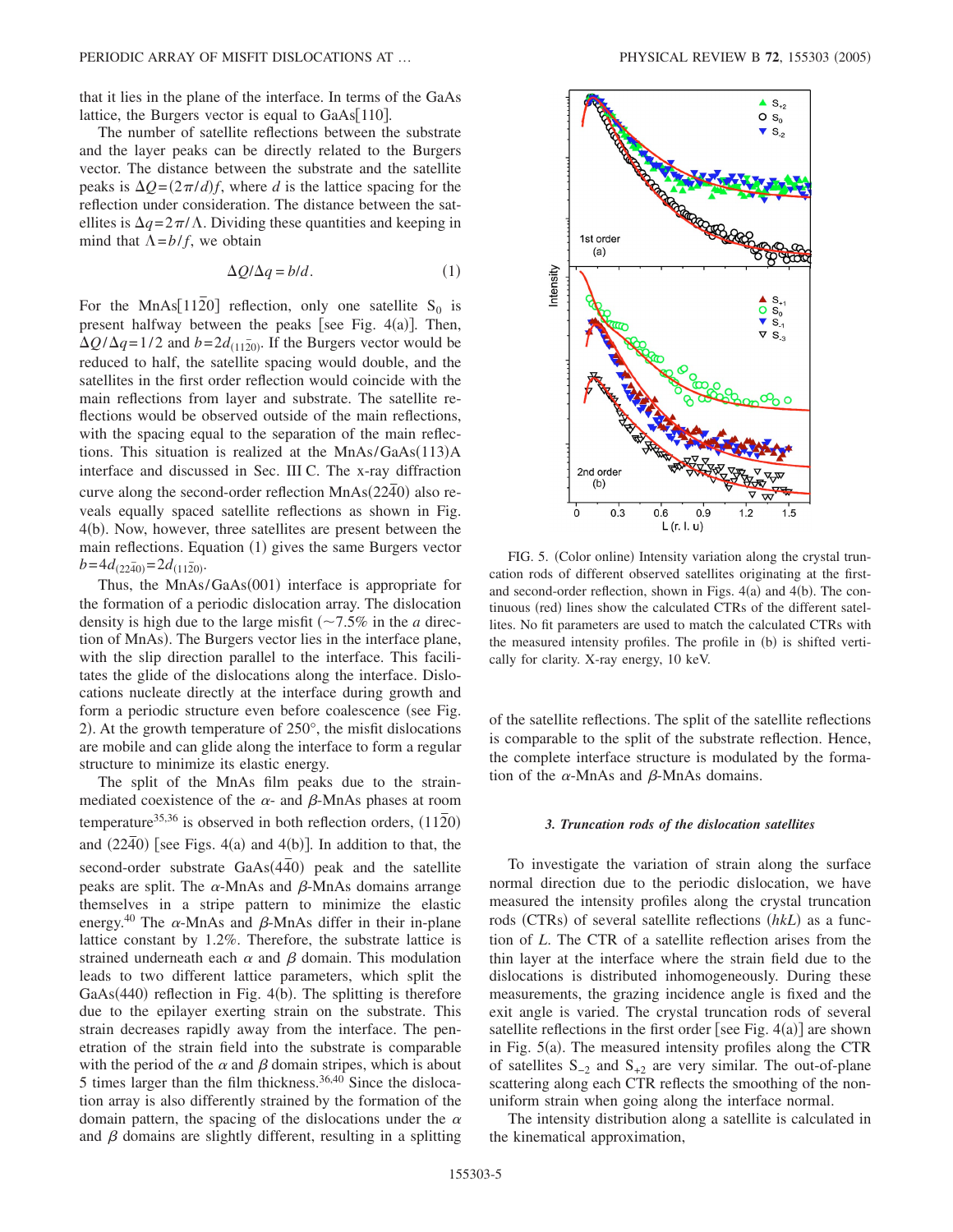that it lies in the plane of the interface. In terms of the GaAs lattice, the Burgers vector is equal to GaAs[110].

The number of satellite reflections between the substrate and the layer peaks can be directly related to the Burgers vector. The distance between the substrate and the satellite peaks is $\Delta Q=(2\pi/d)f$, where $d$ is the lattice spacing for the reflection under consideration. The distance between the satellites is $\Delta q=2\pi/\Lambda$. Dividing these quantities and keeping in mind that $\Lambda=b/f$, we obtain

$$\Delta Q/\Delta q = b/d. \tag{1}$$

For the MnAs$[11\bar{2}0]$ reflection, only one satellite $S_0$ is present halfway between the peaks [see Fig. 4(a)]. Then, $\Delta Q/\Delta q=1/2$ and $b=2d_{(11\bar{2}0)}$. If the Burgers vector would be reduced to half, the satellite spacing would double, and the satellites in the first order reflection would coincide with the main reflections from layer and substrate. The satellite reflections would be observed outside of the main reflections, with the spacing equal to the separation of the main reflections. This situation is realized at the MnAs/GaAs(113)A interface and discussed in Sec. III C. The x-ray diffraction curve along the second-order reflection MnAs$(22\bar{4}0)$ also reveals equally spaced satellite reflections as shown in Fig. 4(b). Now, however, three satellites are present between the main reflections. Equation (1) gives the same Burgers vector $b=4d_{(22\bar{4}0)}=2d_{(11\bar{2}0)}$.

Thus, the MnAs/GaAs(001) interface is appropriate for the formation of a periodic dislocation array. The dislocation density is high due to the large misfit ($\sim$7.5% in the $a$ direction of MnAs). The Burgers vector lies in the interface plane, with the slip direction parallel to the interface. This facilitates the glide of the dislocations along the interface. Dislocations nucleate directly at the interface during growth and form a periodic structure even before coalescence (see Fig. 2). At the growth temperature of 250°, the misfit dislocations are mobile and can glide along the interface to form a regular structure to minimize its elastic energy.

The split of the MnAs film peaks due to the strain-mediated coexistence of the $\alpha$- and $\beta$-MnAs phases at room temperature[35,36] is observed in both reflection orders, $(11\bar{2}0)$ and $(22\bar{4}0)$ [see Figs. 4(a) and 4(b)]. In addition to that, the second-order substrate GaAs$(4\bar{4}0)$ peak and the satellite peaks are split. The $\alpha$-MnAs and $\beta$-MnAs domains arrange themselves in a stripe pattern to minimize the elastic energy.[40] The $\alpha$-MnAs and $\beta$-MnAs differ in their in-plane lattice constant by 1.2%. Therefore, the substrate lattice is strained underneath each $\alpha$ and $\beta$ domain. This modulation leads to two different lattice parameters, which split the GaAs(440) reflection in Fig. 4(b). The splitting is therefore due to the epilayer exerting strain on the substrate. This strain decreases rapidly away from the interface. The penetration of the strain field into the substrate is comparable with the period of the $\alpha$ and $\beta$ domain stripes, which is about 5 times larger than the film thickness.[36,40] Since the dislocation array is also differently strained by the formation of the domain pattern, the spacing of the dislocations under the $\alpha$ and $\beta$ domains are slightly different, resulting in a splitting of the satellite reflections. The split of the satellite reflections is comparable to the split of the substrate reflection. Hence, the complete interface structure is modulated by the formation of the $\alpha$-MnAs and $\beta$-MnAs domains.

FIG. 5. (Color online) Intensity variation along the crystal truncation rods of different observed satellites originating at the first- and second-order reflection, shown in Figs. 4(a) and 4(b). The continuous (red) lines show the calculated CTRs of the different satellites. No fit parameters are used to match the calculated CTRs with the measured intensity profiles. The profile in (b) is shifted vertically for clarity. X-ray energy, 10 keV.

#### 3. Truncation rods of the dislocation satellites

To investigate the variation of strain along the surface normal direction due to the periodic dislocation, we have measured the intensity profiles along the crystal truncation rods (CTRs) of several satellite reflections $(hkL)$ as a function of $L$. The CTR of a satellite reflection arises from the thin layer at the interface where the strain field due to the dislocations is distributed inhomogeneously. During these measurements, the grazing incidence angle is fixed and the exit angle is varied. The crystal truncation rods of several satellite reflections in the first order [see Fig. 4(a)] are shown in Fig. 5(a). The measured intensity profiles along the CTR of satellites $S_{-2}$ and $S_{+2}$ are very similar. The out-of-plane scattering along each CTR reflects the smoothing of the nonuniform strain when going along the interface normal.

The intensity distribution along a satellite is calculated in the kinematical approximation,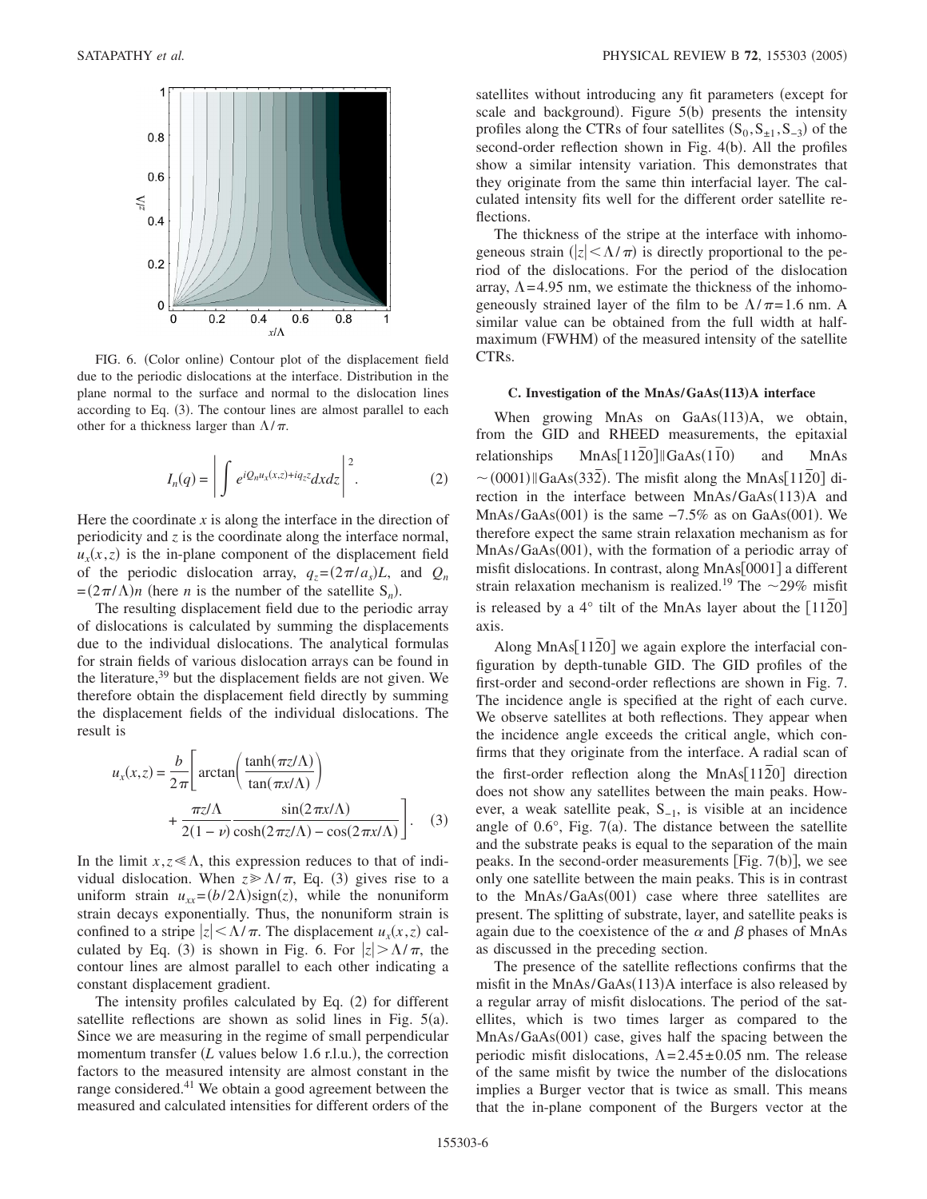FIG. 6. (Color online) Contour plot of the displacement field due to the periodic dislocations at the interface. Distribution in the plane normal to the surface and normal to the dislocation lines according to Eq. (3). The contour lines are almost parallel to each other for a thickness larger than $\Lambda/\pi$.

$$I_n(q) = \left| \int e^{iQ_n u_x(x,z) + iq_z z} dx dz \right|^2 . \quad (2)$$

Here the coordinate $x$ is along the interface in the direction of periodicity and $z$ is the coordinate along the interface normal, $u_x(x,z)$ is the in-plane component of the displacement field of the periodic dislocation array, $q_z = (2\pi/a_s)L$, and $Q_n = (2\pi/\Lambda)n$ (here $n$ is the number of the satellite $S_n$).

The resulting displacement field due to the periodic array of dislocations is calculated by summing the displacements due to the individual dislocations. The analytical formulas for strain fields of various dislocation arrays can be found in the literature,[39] but the displacement fields are not given. We therefore obtain the displacement field directly by summing the displacement fields of the individual dislocations. The result is

$$u_x(x,z) = \frac{b}{2\pi}\left[ \arctan\left( \frac{\tanh(\pi z/\Lambda)}{\tan(\pi x/\Lambda)} \right) + \frac{\pi z/\Lambda}{2(1-\nu)} \frac{\sin(2\pi x/\Lambda)}{\cosh(2\pi z/\Lambda) - \cos(2\pi x/\Lambda)} \right]. \quad (3)$$

In the limit $x, z \ll \Lambda$, this expression reduces to that of individual dislocation. When $z \gg \Lambda/\pi$, Eq. (3) gives rise to a uniform strain $u_{xx} = (b/2\Lambda)\text{sign}(z)$, while the nonuniform strain decays exponentially. Thus, the nonuniform strain is confined to a stripe $|z| < \Lambda/\pi$. The displacement $u_x(x,z)$ calculated by Eq. (3) is shown in Fig. 6. For $|z| > \Lambda/\pi$, the contour lines are almost parallel to each other indicating a constant displacement gradient.

The intensity profiles calculated by Eq. (2) for different satellite reflections are shown as solid lines in Fig. 5(a). Since we are measuring in the regime of small perpendicular momentum transfer ($L$ values below 1.6 r.l.u.), the correction factors to the measured intensity are almost constant in the range considered.[41] We obtain a good agreement between the measured and calculated intensities for different orders of the satellites without introducing any fit parameters (except for scale and background). Figure 5(b) presents the intensity profiles along the CTRs of four satellites ($S_0, S_{\pm1}, S_{-3}$) of the second-order reflection shown in Fig. 4(b). All the profiles show a similar intensity variation. This demonstrates that they originate from the same thin interfacial layer. The calculated intensity fits well for the different order satellite reflections.

The thickness of the stripe at the interface with inhomogeneous strain ($|z| < \Lambda/\pi$) is directly proportional to the period of the dislocations. For the period of the dislocation array, $\Lambda = 4.95$ nm, we estimate the thickness of the inhomogeneously strained layer of the film to be $\Lambda/\pi = 1.6$ nm. A similar value can be obtained from the full width at half-maximum (FWHM) of the measured intensity of the satellite CTRs.

### C. Investigation of the MnAs/GaAs(113)A interface

When growing MnAs on GaAs(113)A, we obtain, from the GID and RHEED measurements, the epitaxial relationships MnAs$[11\bar{2}0]\|$GaAs$(1\bar{1}0)$ and MnAs $\sim(0001)\|$GaAs$(33\bar{2})$. The misfit along the MnAs$[11\bar{2}0]$ direction in the interface between MnAs/GaAs(113)A and MnAs/GaAs(001) is the same $-7.5\%$ as on GaAs(001). We therefore expect the same strain relaxation mechanism as for MnAs/GaAs(001), with the formation of a periodic array of misfit dislocations. In contrast, along MnAs[0001] a different strain relaxation mechanism is realized.[19] The $\sim 29\%$ misfit is released by a $4°$ tilt of the MnAs layer about the $[11\bar{2}0]$ axis.

Along MnAs$[11\bar{2}0]$ we again explore the interfacial configuration by depth-tunable GID. The GID profiles of the first-order and second-order reflections are shown in Fig. 7. The incidence angle is specified at the right of each curve. We observe satellites at both reflections. They appear when the incidence angle exceeds the critical angle, which confirms that they originate from the interface. A radial scan of the first-order reflection along the MnAs$[11\bar{2}0]$ direction does not show any satellites between the main peaks. However, a weak satellite peak, $S_{-1}$, is visible at an incidence angle of $0.6°$, Fig. 7(a). The distance between the satellite and the substrate peaks is equal to the separation of the main peaks. In the second-order measurements [Fig. 7(b)], we see only one satellite between the main peaks. This is in contrast to the MnAs/GaAs(001) case where three satellites are present. The splitting of substrate, layer, and satellite peaks is again due to the coexistence of the $\alpha$ and $\beta$ phases of MnAs as discussed in the preceding section.

The presence of the satellite reflections confirms that the misfit in the MnAs/GaAs(113)A interface is also released by a regular array of misfit dislocations. The period of the satellites, which is two times larger as compared to the MnAs/GaAs(001) case, gives half the spacing between the periodic misfit dislocations, $\Lambda = 2.45 \pm 0.05$ nm. The release of the same misfit by twice the number of the dislocations implies a Burger vector that is twice as small. This means that the in-plane component of the Burgers vector at the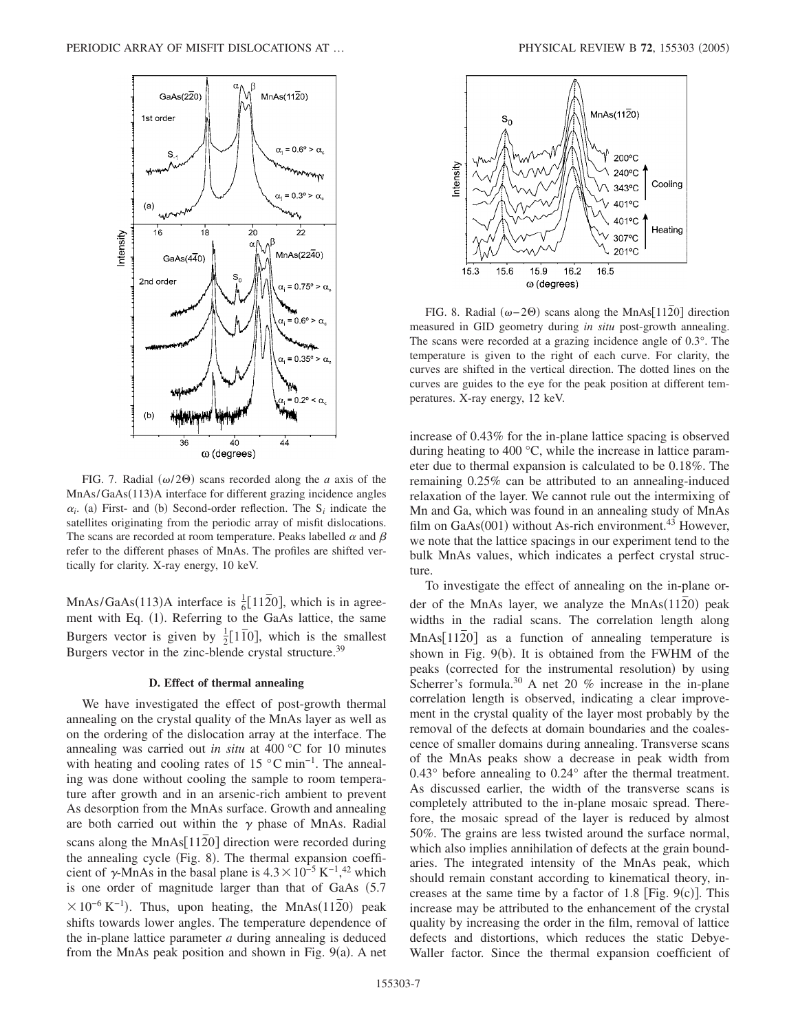FIG. 7. Radial ($\omega/2\Theta$) scans recorded along the *a* axis of the MnAs/GaAs(113)A interface for different grazing incidence angles $\alpha_i$. (a) First- and (b) Second-order reflection. The $S_i$ indicate the satellites originating from the periodic array of misfit dislocations. The scans are recorded at room temperature. Peaks labelled $\alpha$ and $\beta$ refer to the different phases of MnAs. The profiles are shifted vertically for clarity. X-ray energy, 10 keV.

FIG. 8. Radial ($\omega-2\Theta$) scans along the MnAs[$11\bar{2}0$] direction measured in GID geometry during *in situ* post-growth annealing. The scans were recorded at a grazing incidence angle of 0.3°. The temperature is given to the right of each curve. For clarity, the curves are shifted in the vertical direction. The dotted lines on the curves are guides to the eye for the peak position at different temperatures. X-ray energy, 12 keV.

MnAs/GaAs(113)A interface is $\frac{1}{6}[11\bar{2}0]$, which is in agreement with Eq. (1). Referring to the GaAs lattice, the same Burgers vector is given by $\frac{1}{2}[1\bar{1}0]$, which is the smallest Burgers vector in the zinc-blende crystal structure.[39]

### D. Effect of thermal annealing

We have investigated the effect of post-growth thermal annealing on the crystal quality of the MnAs layer as well as on the ordering of the dislocation array at the interface. The annealing was carried out *in situ* at 400 °C for 10 minutes with heating and cooling rates of 15 °C min$^{-1}$. The annealing was done without cooling the sample to room temperature after growth and in an arsenic-rich ambient to prevent As desorption from the MnAs surface. Growth and annealing are both carried out within the $\gamma$ phase of MnAs. Radial scans along the MnAs[$11\bar{2}0$] direction were recorded during the annealing cycle (Fig. 8). The thermal expansion coefficient of $\gamma$-MnAs in the basal plane is $4.3\times10^{-5}$ K$^{-1}$,[42] which is one order of magnitude larger than that of GaAs ($5.7\times10^{-6}$ K$^{-1}$). Thus, upon heating, the MnAs($11\bar{2}0$) peak shifts towards lower angles. The temperature dependence of the in-plane lattice parameter *a* during annealing is deduced from the MnAs peak position and shown in Fig. 9(a). A net increase of 0.43% for the in-plane lattice spacing is observed during heating to 400 °C, while the increase in lattice parameter due to thermal expansion is calculated to be 0.18%. The remaining 0.25% can be attributed to an annealing-induced relaxation of the layer. We cannot rule out the intermixing of Mn and Ga, which was found in an annealing study of MnAs film on GaAs(001) without As-rich environment.[43] However, we note that the lattice spacings in our experiment tend to the bulk MnAs values, which indicates a perfect crystal structure.

To investigate the effect of annealing on the in-plane order of the MnAs layer, we analyze the MnAs($11\bar{2}0$) peak widths in the radial scans. The correlation length along MnAs[$11\bar{2}0$] as a function of annealing temperature is shown in Fig. 9(b). It is obtained from the FWHM of the peaks (corrected for the instrumental resolution) by using Scherrer's formula.[30] A net 20 % increase in the in-plane correlation length is observed, indicating a clear improvement in the crystal quality of the layer most probably by the removal of the defects at domain boundaries and the coalescence of smaller domains during annealing. Transverse scans of the MnAs peaks show a decrease in peak width from 0.43° before annealing to 0.24° after the thermal treatment. As discussed earlier, the width of the transverse scans is completely attributed to the in-plane mosaic spread. Therefore, the mosaic spread of the layer is reduced by almost 50%. The grains are less twisted around the surface normal, which also implies annihilation of defects at the grain boundaries. The integrated intensity of the MnAs peak, which should remain constant according to kinematical theory, increases at the same time by a factor of 1.8 [Fig. 9(c)]. This increase may be attributed to the enhancement of the crystal quality by increasing the order in the film, removal of lattice defects and distortions, which reduces the static Debye-Waller factor. Since the thermal expansion coefficient of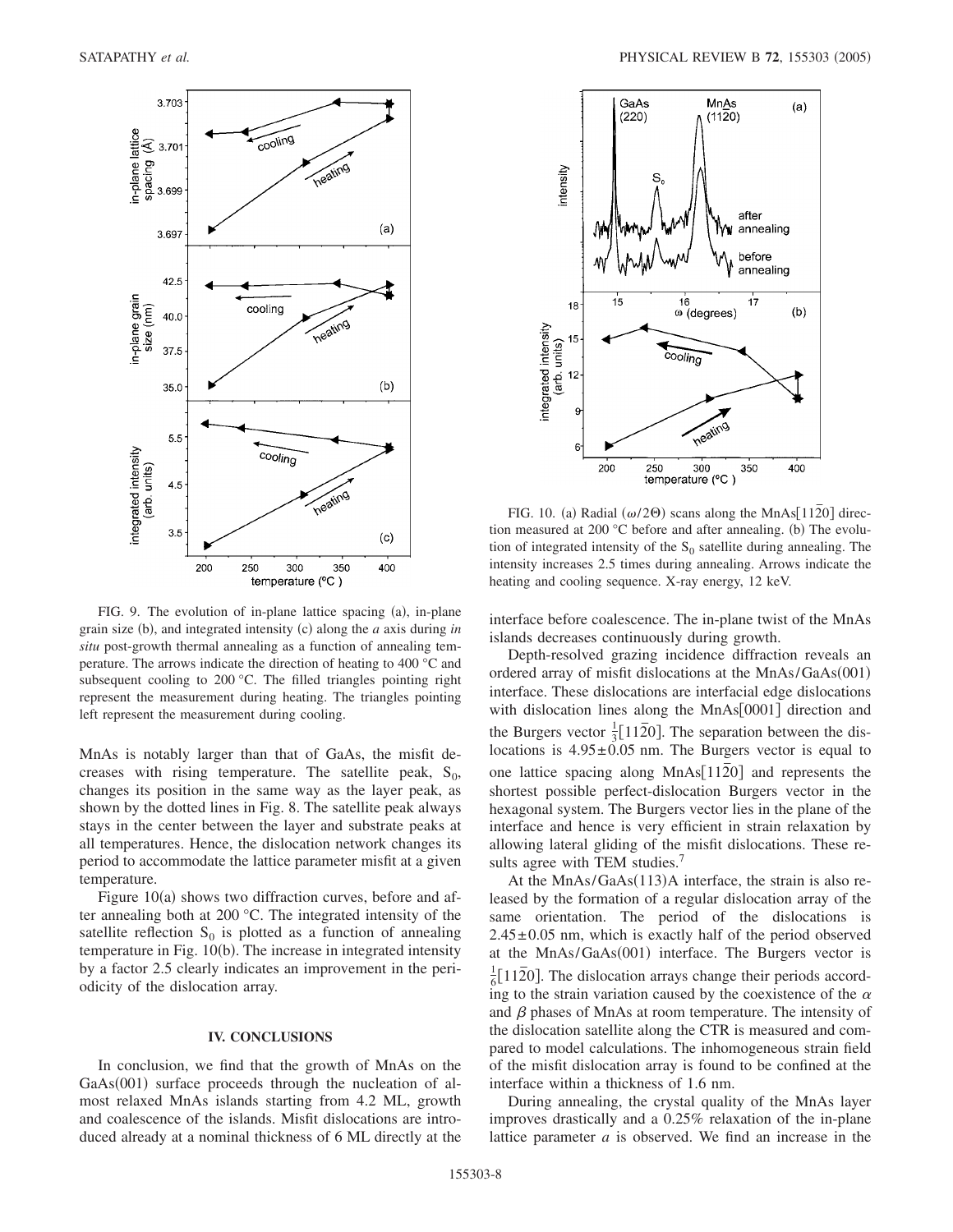FIG. 9. The evolution of in-plane lattice spacing (a), in-plane grain size (b), and integrated intensity (c) along the *a* axis during *in situ* post-growth thermal annealing as a function of annealing temperature. The arrows indicate the direction of heating to 400 °C and subsequent cooling to 200 °C. The filled triangles pointing right represent the measurement during heating. The triangles pointing left represent the measurement during cooling.

FIG. 10. (a) Radial ($\omega/2\Theta$) scans along the MnAs[$11\bar{2}0$] direction measured at 200 °C before and after annealing. (b) The evolution of integrated intensity of the $S_0$ satellite during annealing. The intensity increases 2.5 times during annealing. Arrows indicate the heating and cooling sequence. X-ray energy, 12 keV.

MnAs is notably larger than that of GaAs, the misfit decreases with rising temperature. The satellite peak, $S_0$, changes its position in the same way as the layer peak, as shown by the dotted lines in Fig. 8. The satellite peak always stays in the center between the layer and substrate peaks at all temperatures. Hence, the dislocation network changes its period to accommodate the lattice parameter misfit at a given temperature.

Figure 10(a) shows two diffraction curves, before and after annealing both at 200 °C. The integrated intensity of the satellite reflection $S_0$ is plotted as a function of annealing temperature in Fig. 10(b). The increase in integrated intensity by a factor 2.5 clearly indicates an improvement in the periodicity of the dislocation array.

## IV. CONCLUSIONS

In conclusion, we find that the growth of MnAs on the GaAs(001) surface proceeds through the nucleation of almost relaxed MnAs islands starting from 4.2 ML, growth and coalescence of the islands. Misfit dislocations are introduced already at a nominal thickness of 6 ML directly at the interface before coalescence. The in-plane twist of the MnAs islands decreases continuously during growth.

Depth-resolved grazing incidence diffraction reveals an ordered array of misfit dislocations at the MnAs/GaAs(001) interface. These dislocations are interfacial edge dislocations with dislocation lines along the MnAs[0001] direction and the Burgers vector $\frac{1}{3}[11\bar{2}0]$. The separation between the dislocations is $4.95 \pm 0.05$ nm. The Burgers vector is equal to one lattice spacing along MnAs[$11\bar{2}0$] and represents the shortest possible perfect-dislocation Burgers vector in the hexagonal system. The Burgers vector lies in the plane of the interface and hence is very efficient in strain relaxation by allowing lateral gliding of the misfit dislocations. These results agree with TEM studies.[7]

At the MnAs/GaAs(113)A interface, the strain is also released by the formation of a regular dislocation array of the same orientation. The period of the dislocations is $2.45 \pm 0.05$ nm, which is exactly half of the period observed at the MnAs/GaAs(001) interface. The Burgers vector is $\frac{1}{6}[11\bar{2}0]$. The dislocation arrays change their periods according to the strain variation caused by the coexistence of the $\alpha$ and $\beta$ phases of MnAs at room temperature. The intensity of the dislocation satellite along the CTR is measured and compared to model calculations. The inhomogeneous strain field of the misfit dislocation array is found to be confined at the interface within a thickness of 1.6 nm.

During annealing, the crystal quality of the MnAs layer improves drastically and a 0.25% relaxation of the in-plane lattice parameter *a* is observed. We find an increase in the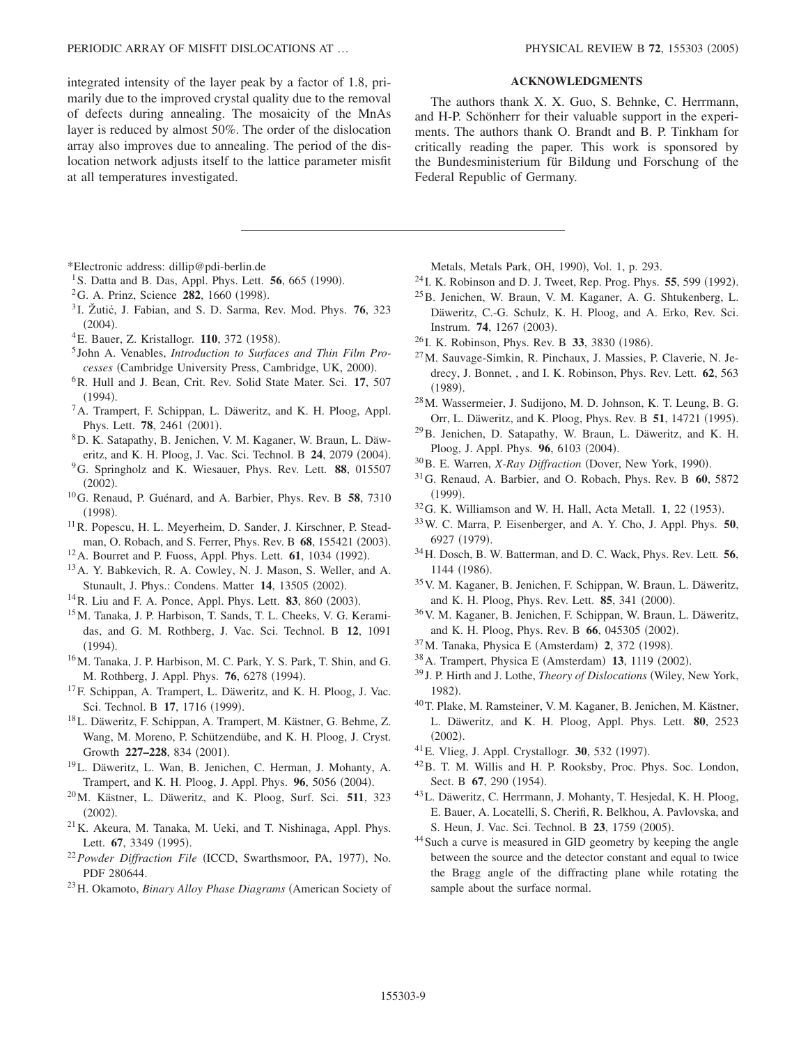integrated intensity of the layer peak by a factor of 1.8, primarily due to the improved crystal quality due to the removal of defects during annealing. The mosaicity of the MnAs layer is reduced by almost 50%. The order of the dislocation array also improves due to annealing. The period of the dislocation network adjusts itself to the lattice parameter misfit at all temperatures investigated.

## ACKNOWLEDGMENTS

The authors thank X. X. Guo, S. Behnke, C. Herrmann, and H-P. Schönherr for their valuable support in the experiments. The authors thank O. Brandt and B. P. Tinkham for critically reading the paper. This work is sponsored by the Bundesministerium für Bildung und Forschung of the Federal Republic of Germany.

---

*Electronic address: dillip@pdi-berlin.de

[1] S. Datta and B. Das, Appl. Phys. Lett. **56**, 665 (1990).

[2] G. A. Prinz, Science **282**, 1660 (1998).

[3] I. Žutić, J. Fabian, and S. D. Sarma, Rev. Mod. Phys. **76**, 323 (2004).

[4] E. Bauer, Z. Kristallogr. **110**, 372 (1958).

[5] John A. Venables, *Introduction to Surfaces and Thin Film Processes* (Cambridge University Press, Cambridge, UK, 2000).

[6] R. Hull and J. Bean, Crit. Rev. Solid State Mater. Sci. **17**, 507 (1994).

[7] A. Trampert, F. Schippan, L. Däweritz, and K. H. Ploog, Appl. Phys. Lett. **78**, 2461 (2001).

[8] D. K. Satapathy, B. Jenichen, V. M. Kaganer, W. Braun, L. Däweritz, and K. H. Ploog, J. Vac. Sci. Technol. B **24**, 2079 (2004).

[9] G. Springholz and K. Wiesauer, Phys. Rev. Lett. **88**, 015507 (2002).

[10] G. Renaud, P. Guénard, and A. Barbier, Phys. Rev. B **58**, 7310 (1998).

[11] R. Popescu, H. L. Meyerheim, D. Sander, J. Kirschner, P. Steadman, O. Robach, and S. Ferrer, Phys. Rev. B **68**, 155421 (2003).

[12] A. Bourret and P. Fuoss, Appl. Phys. Lett. **61**, 1034 (1992).

[13] A. Y. Babkevich, R. A. Cowley, N. J. Mason, S. Weller, and A. Stunault, J. Phys.: Condens. Matter **14**, 13505 (2002).

[14] R. Liu and F. A. Ponce, Appl. Phys. Lett. **83**, 860 (2003).

[15] M. Tanaka, J. P. Harbison, T. Sands, T. L. Cheeks, V. G. Keramidas, and G. M. Rothberg, J. Vac. Sci. Technol. B **12**, 1091 (1994).

[16] M. Tanaka, J. P. Harbison, M. C. Park, Y. S. Park, T. Shin, and G. M. Rothberg, J. Appl. Phys. **76**, 6278 (1994).

[17] F. Schippan, A. Trampert, L. Däweritz, and K. H. Ploog, J. Vac. Sci. Technol. B **17**, 1716 (1999).

[18] L. Däweritz, F. Schippan, A. Trampert, M. Kästner, G. Behme, Z. Wang, M. Moreno, P. Schützendübe, and K. H. Ploog, J. Cryst. Growth **227–228**, 834 (2001).

[19] L. Däweritz, L. Wan, B. Jenichen, C. Herman, J. Mohanty, A. Trampert, and K. H. Ploog, J. Appl. Phys. **96**, 5056 (2004).

[20] M. Kästner, L. Däweritz, and K. Ploog, Surf. Sci. **511**, 323 (2002).

[21] K. Akeura, M. Tanaka, M. Ueki, and T. Nishinaga, Appl. Phys. Lett. **67**, 3349 (1995).

[22] *Powder Diffraction File* (ICCD, Swarthsmoor, PA, 1977), No. PDF 280644.

[23] H. Okamoto, *Binary Alloy Phase Diagrams* (American Society of Metals, Metals Park, OH, 1990), Vol. 1, p. 293.

[24] I. K. Robinson and D. J. Tweet, Rep. Prog. Phys. **55**, 599 (1992).

[25] B. Jenichen, W. Braun, V. M. Kaganer, A. G. Shtukenberg, L. Däweritz, C.-G. Schulz, K. H. Ploog, and A. Erko, Rev. Sci. Instrum. **74**, 1267 (2003).

[26] I. K. Robinson, Phys. Rev. B **33**, 3830 (1986).

[27] M. Sauvage-Simkin, R. Pinchaux, J. Massies, P. Claverie, N. Jedrecy, J. Bonnet, , and I. K. Robinson, Phys. Rev. Lett. **62**, 563 (1989).

[28] M. Wassermeier, J. Sudijono, M. D. Johnson, K. T. Leung, B. G. Orr, L. Däweritz, and K. Ploog, Phys. Rev. B **51**, 14721 (1995).

[29] B. Jenichen, D. Satapathy, W. Braun, L. Däweritz, and K. H. Ploog, J. Appl. Phys. **96**, 6103 (2004).

[30] B. E. Warren, *X-Ray Diffraction* (Dover, New York, 1990).

[31] G. Renaud, A. Barbier, and O. Robach, Phys. Rev. B **60**, 5872 (1999).

[32] G. K. Williamson and W. H. Hall, Acta Metall. **1**, 22 (1953).

[33] W. C. Marra, P. Eisenberger, and A. Y. Cho, J. Appl. Phys. **50**, 6927 (1979).

[34] H. Dosch, B. W. Batterman, and D. C. Wack, Phys. Rev. Lett. **56**, 1144 (1986).

[35] V. M. Kaganer, B. Jenichen, F. Schippan, W. Braun, L. Däweritz, and K. H. Ploog, Phys. Rev. Lett. **85**, 341 (2000).

[36] V. M. Kaganer, B. Jenichen, F. Schippan, W. Braun, L. Däweritz, and K. H. Ploog, Phys. Rev. B **66**, 045305 (2002).

[37] M. Tanaka, Physica E (Amsterdam) **2**, 372 (1998).

[38] A. Trampert, Physica E (Amsterdam) **13**, 1119 (2002).

[39] J. P. Hirth and J. Lothe, *Theory of Dislocations* (Wiley, New York, 1982).

[40] T. Plake, M. Ramsteiner, V. M. Kaganer, B. Jenichen, M. Kästner, L. Däweritz, and K. H. Ploog, Appl. Phys. Lett. **80**, 2523 (2002).

[41] E. Vlieg, J. Appl. Crystallogr. **30**, 532 (1997).

[42] B. T. M. Willis and H. P. Rooksby, Proc. Phys. Soc. London, Sect. B **67**, 290 (1954).

[43] L. Däweritz, C. Herrmann, J. Mohanty, T. Hesjedal, K. H. Ploog, E. Bauer, A. Locatelli, S. Cherifi, R. Belkhou, A. Pavlovska, and S. Heun, J. Vac. Sci. Technol. B **23**, 1759 (2005).

[44] Such a curve is measured in GID geometry by keeping the angle between the source and the detector constant and equal to twice the Bragg angle of the diffracting plane while rotating the sample about the surface normal.